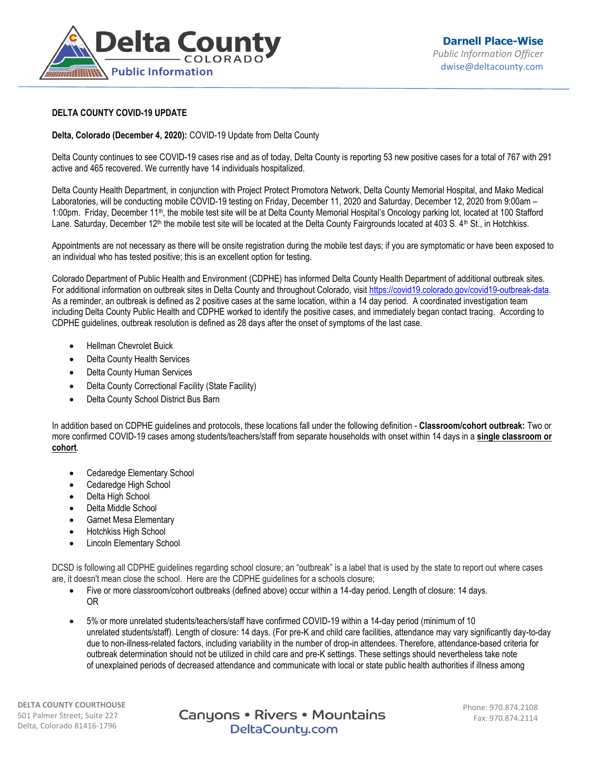Delta County COLORADO Public Information

**Darnell Place-Wise**
*Public Information Officer*
dwise@deltacounty.com

**DELTA COUNTY COVID-19 UPDATE**

**Delta, Colorado (December 4, 2020):** COVID-19 Update from Delta County

Delta County continues to see COVID-19 cases rise and as of today, Delta County is reporting 53 new positive cases for a total of 767 with 291 active and 465 recovered. We currently have 14 individuals hospitalized.

Delta County Health Department, in conjunction with Project Protect Promotora Network, Delta County Memorial Hospital, and Mako Medical Laboratories, will be conducting mobile COVID-19 testing on Friday, December 11, 2020 and Saturday, December 12, 2020 from 9:00am – 1:00pm. Friday, December 11th, the mobile test site will be at Delta County Memorial Hospital's Oncology parking lot, located at 100 Stafford Lane. Saturday, December 12th the mobile test site will be located at the Delta County Fairgrounds located at 403 S. 4th St., in Hotchkiss.

Appointments are not necessary as there will be onsite registration during the mobile test days; if you are symptomatic or have been exposed to an individual who has tested positive; this is an excellent option for testing.

Colorado Department of Public Health and Environment (CDPHE) has informed Delta County Health Department of additional outbreak sites. For additional information on outbreak sites in Delta County and throughout Colorado, visit https://covid19.colorado.gov/covid19-outbreak-data. As a reminder, an outbreak is defined as 2 positive cases at the same location, within a 14 day period. A coordinated investigation team including Delta County Public Health and CDPHE worked to identify the positive cases, and immediately began contact tracing. According to CDPHE guidelines, outbreak resolution is defined as 28 days after the onset of symptoms of the last case.

- Hellman Chevrolet Buick
- Delta County Health Services
- Delta County Human Services
- Delta County Correctional Facility (State Facility)
- Delta County School District Bus Barn

In addition based on CDPHE guidelines and protocols, these locations fall under the following definition - **Classroom/cohort outbreak:** Two or more confirmed COVID-19 cases among students/teachers/staff from separate households with onset within 14 days in a **single classroom or cohort**.

- Cedaredge Elementary School
- Cedaredge High School
- Delta High School
- Delta Middle School
- Garnet Mesa Elementary
- Hotchkiss High School
- Lincoln Elementary School

DCSD is following all CDPHE guidelines regarding school closure; an "outbreak" is a label that is used by the state to report out where cases are, it doesn't mean close the school. Here are the CDPHE guidelines for a schools closure;

- Five or more classroom/cohort outbreaks (defined above) occur within a 14-day period. Length of closure: 14 days.
  OR
- 5% or more unrelated students/teachers/staff have confirmed COVID-19 within a 14-day period (minimum of 10 unrelated students/staff). Length of closure: 14 days. (For pre-K and child care facilities, attendance may vary significantly day-to-day due to non-illness-related factors, including variability in the number of drop-in attendees. Therefore, attendance-based criteria for outbreak determination should not be utilized in child care and pre-K settings. These settings should nevertheless take note of unexplained periods of decreased attendance and communicate with local or state public health authorities if illness among

DELTA COUNTY COURTHOUSE
501 Palmer Street; Suite 227
Delta, Colorado 81416-1796

Canyons • Rivers • Mountains
DeltaCounty.com

Phone: 970.874.2108
Fax: 970.874.2114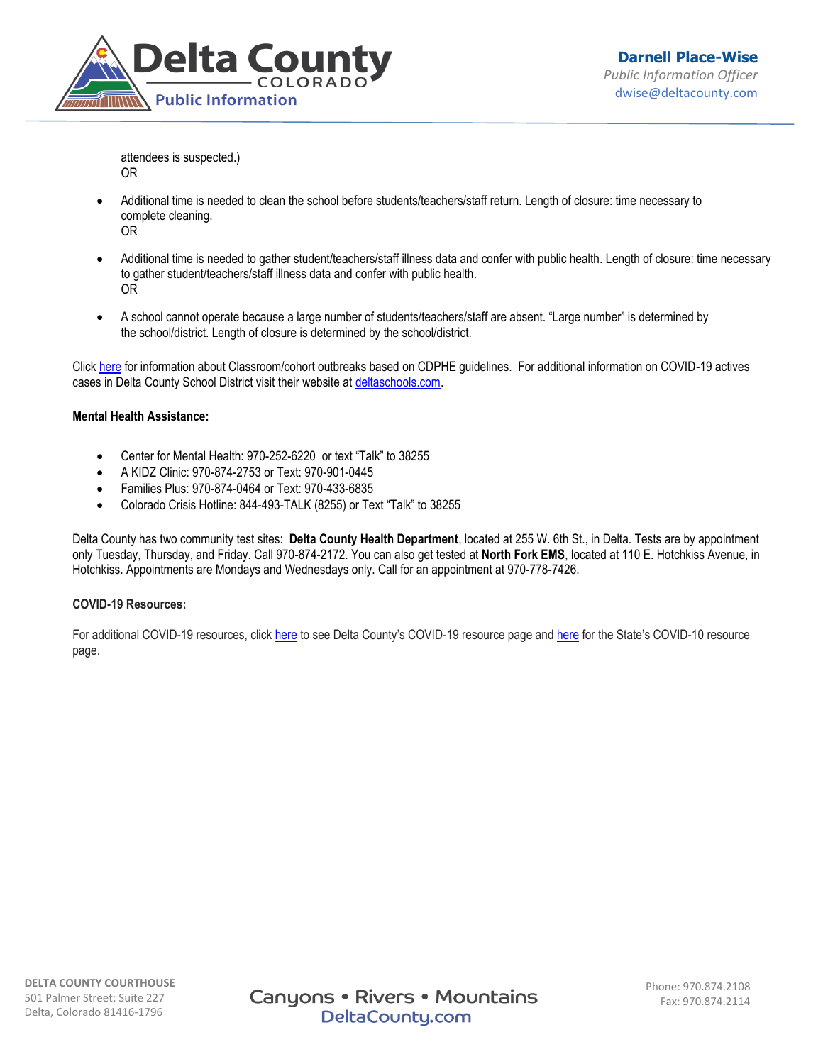attendees is suspected.)
OR

- Additional time is needed to clean the school before students/teachers/staff return. Length of closure: time necessary to complete cleaning.
  OR

- Additional time is needed to gather student/teachers/staff illness data and confer with public health. Length of closure: time necessary to gather student/teachers/staff illness data and confer with public health.
  OR

- A school cannot operate because a large number of students/teachers/staff are absent. "Large number" is determined by the school/district. Length of closure is determined by the school/district.

Click here for information about Classroom/cohort outbreaks based on CDPHE guidelines. For additional information on COVID-19 actives cases in Delta County School District visit their website at deltaschools.com.

**Mental Health Assistance:**

- Center for Mental Health: 970-252-6220 or text "Talk" to 38255
- A KIDZ Clinic: 970-874-2753 or Text: 970-901-0445
- Families Plus: 970-874-0464 or Text: 970-433-6835
- Colorado Crisis Hotline: 844-493-TALK (8255) or Text "Talk" to 38255

Delta County has two community test sites: **Delta County Health Department**, located at 255 W. 6th St., in Delta. Tests are by appointment only Tuesday, Thursday, and Friday. Call 970-874-2172. You can also get tested at **North Fork EMS**, located at 110 E. Hotchkiss Avenue, in Hotchkiss. Appointments are Mondays and Wednesdays only. Call for an appointment at 970-778-7426.

**COVID-19 Resources:**

For additional COVID-19 resources, click here to see Delta County's COVID-19 resource page and here for the State's COVID-10 resource page.